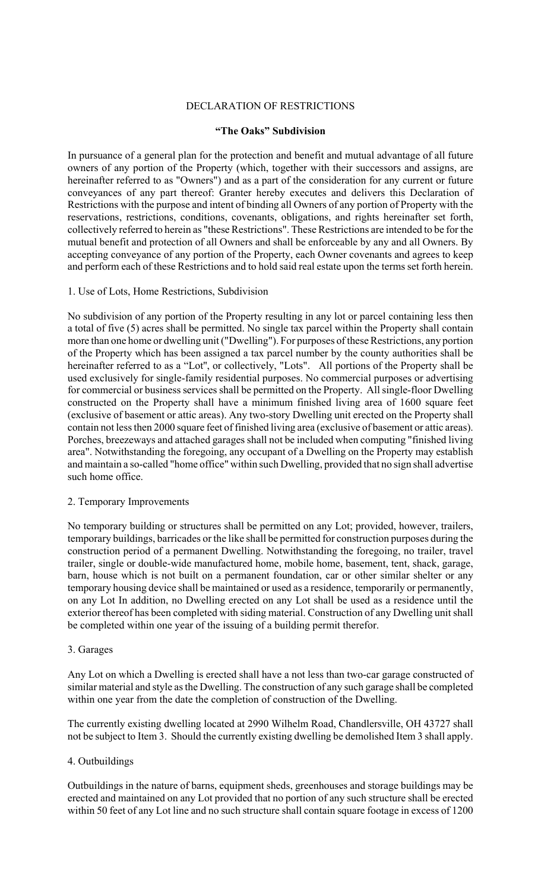# DECLARATION OF RESTRICTIONS

## "The Oaks" Subdivision

In pursuance of a general plan for the protection and benefit and mutual advantage of all future owners of any portion of the Property (which, together with their successors and assigns, are hereinafter referred to as "Owners") and as a part of the consideration for any current or future conveyances of any part thereof: Granter hereby executes and delivers this Declaration of Restrictions with the purpose and intent of binding all Owners of any portion of Property with the reservations, restrictions, conditions, covenants, obligations, and rights hereinafter set forth, collectively referred to herein as "these Restrictions". These Restrictions are intended to be for the mutual benefit and protection of all Owners and shall be enforceable by any and all Owners. By accepting conveyance of any portion of the Property, each Owner covenants and agrees to keep and perform each of these Restrictions and to hold said real estate upon the terms set forth herein.

### 1. Use of Lots, Home Restrictions, Subdivision

No subdivision of any portion of the Property resulting in any lot or parcel containing less then a total of five (5) acres shall be permitted. No single tax parcel within the Property shall contain more than one home or dwelling unit ("Dwelling"). For purposes of these Restrictions, any portion of the Property which has been assigned a tax parcel number by the county authorities shall be hereinafter referred to as a "Lot", or collectively, "Lots". All portions of the Property shall be used exclusively for single-family residential purposes. No commercial purposes or advertising for commercial or business services shall be permitted on the Property. All single-floor Dwelling constructed on the Property shall have a minimum finished living area of 1600 square feet (exclusive of basement or attic areas). Any two-story Dwelling unit erected on the Property shall contain not less then 2000 square feet of finished living area (exclusive of basement or attic areas). Porches, breezeways and attached garages shall not be included when computing "finished living area". Notwithstanding the foregoing, any occupant of a Dwelling on the Property may establish and maintain a so-called "home office" within such Dwelling, provided that no sign shall advertise such home office.

### 2. Temporary Improvements

No temporary building or structures shall be permitted on any Lot; provided, however, trailers, temporary buildings, barricades or the like shall be permitted for construction purposes during the construction period of a permanent Dwelling. Notwithstanding the foregoing, no trailer, travel trailer, single or double-wide manufactured home, mobile home, basement, tent, shack, garage, barn, house which is not built on a permanent foundation, car or other similar shelter or any temporary housing device shall be maintained or used as a residence, temporarily or permanently, on any Lot In addition, no Dwelling erected on any Lot shall be used as a residence until the exterior thereof has been completed with siding material. Construction of any Dwelling unit shall be completed within one year of the issuing of a building permit therefor.

### 3. Garages

Any Lot on which a Dwelling is erected shall have a not less than two-car garage constructed of similar material and style as the Dwelling. The construction of any such garage shall be completed within one year from the date the completion of construction of the Dwelling.

The currently existing dwelling located at 2990 Wilhelm Road, Chandlersville, OH 43727 shall not be subject to Item 3. Should the currently existing dwelling be demolished Item 3 shall apply.

### 4. Outbuildings

Outbuildings in the nature of barns, equipment sheds, greenhouses and storage buildings may be erected and maintained on any Lot provided that no portion of any such structure shall be erected within 50 feet of any Lot line and no such structure shall contain square footage in excess of 1200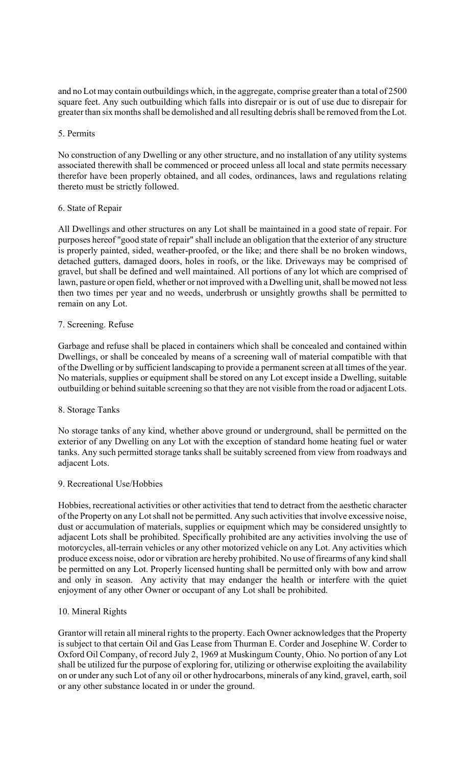and no Lot may contain outbuildings which, in the aggregate, comprise greater than a total of 2500 square feet. Any such outbuilding which falls into disrepair or is out of use due to disrepair for greater than six months shall be demolished and all resulting debris shall be removed from the Lot.

5. Permits

No construction of any Dwelling or any other structure, and no installation of any utility systems associated therewith shall be commenced or proceed unless all local and state permits necessary therefor have been properly obtained, and all codes, ordinances, laws and regulations relating thereto must be strictly followed.

6. State of Repair

All Dwellings and other structures on any Lot shall be maintained in a good state of repair. For purposes hereof "good state of repair" shall include an obligation that the exterior of any structure is properly painted, sided, weather-proofed, or the like; and there shall be no broken windows, detached gutters, damaged doors, holes in roofs, or the like. Driveways may be comprised of gravel, but shall be defined and well maintained. All portions of any lot which are comprised of lawn, pasture or open field, whether or not improved with a Dwelling unit, shall be mowed not less then two times per year and no weeds, underbrush or unsightly growths shall be permitted to remain on any Lot.

7. Screening. Refuse

Garbage and refuse shall be placed in containers which shall be concealed and contained within Dwellings, or shall be concealed by means of a screening wall of material compatible with that of the Dwelling or by sufficient landscaping to provide a permanent screen at all times of the year. No materials, supplies or equipment shall be stored on any Lot except inside a Dwelling, suitable outbuilding or behind suitable screening so that they are not visible from the road or adjacent Lots.

8. Storage Tanks

No storage tanks of any kind, whether above ground or underground, shall be permitted on the exterior of any Dwelling on any Lot with the exception of standard home heating fuel or water tanks. Any such permitted storage tanks shall be suitably screened from view from roadways and adjacent Lots.

9. Recreational Use/Hobbies

Hobbies, recreational activities or other activities that tend to detract from the aesthetic character of the Property on any Lot shall not be permitted. Any such activities that involve excessive noise, dust or accumulation of materials, supplies or equipment which may be considered unsightly to adjacent Lots shall be prohibited. Specifically prohibited are any activities involving the use of motorcycles, all-terrain vehicles or any other motorized vehicle on any Lot. Any activities which produce excess noise, odor or vibration are hereby prohibited. No use of firearms of any kind shall be permitted on any Lot. Properly licensed hunting shall be permitted only with bow and arrow and only in season. Any activity that may endanger the health or interfere with the quiet enjoyment of any other Owner or occupant of any Lot shall be prohibited.

10. Mineral Rights

Grantor will retain all mineral rights to the property. Each Owner acknowledges that the Property is subject to that certain Oil and Gas Lease from Thurman E. Corder and Josephine W. Corder to Oxford Oil Company, of record July 2, 1969 at Muskingum County, Ohio. No portion of any Lot shall be utilized fur the purpose of exploring for, utilizing or otherwise exploiting the availability on or under any such Lot of any oil or other hydrocarbons, minerals of any kind, gravel, earth, soil or any other substance located in or under the ground.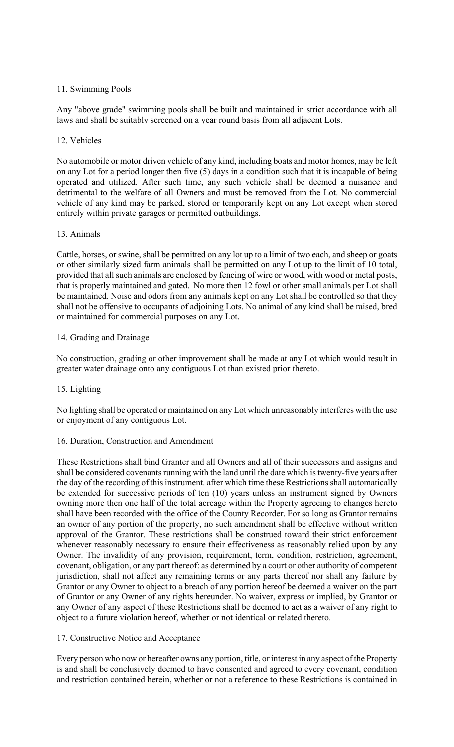11. Swimming Pools

Any "above grade" swimming pools shall be built and maintained in strict accordance with all laws and shall be suitably screened on a year round basis from all adjacent Lots.

12. Vehicles

No automobile or motor driven vehicle of any kind, including boats and motor homes, may be left on any Lot for a period longer then five (5) days in a condition such that it is incapable of being operated and utilized. After such time, any such vehicle shall be deemed a nuisance and detrimental to the welfare of all Owners and must be removed from the Lot. No commercial vehicle of any kind may be parked, stored or temporarily kept on any Lot except when stored entirely within private garages or permitted outbuildings.

13. Animals

Cattle, horses, or swine, shall be permitted on any lot up to a limit of two each, and sheep or goats or other similarly sized farm animals shall be permitted on any Lot up to the limit of 10 total, provided that all such animals are enclosed by fencing of wire or wood, with wood or metal posts, that is properly maintained and gated. No more then 12 fowl or other small animals per Lot shall be maintained. Noise and odors from any animals kept on any Lot shall be controlled so that they shall not be offensive to occupants of adjoining Lots. No animal of any kind shall be raised, bred or maintained for commercial purposes on any Lot.

14. Grading and Drainage

No construction, grading or other improvement shall be made at any Lot which would result in greater water drainage onto any contiguous Lot than existed prior thereto.

15. Lighting

No lighting shall be operated or maintained on any Lot which unreasonably interferes with the use or enjoyment of any contiguous Lot.

16. Duration, Construction and Amendment

These Restrictions shall bind Granter and all Owners and all of their successors and assigns and shall **be** considered covenants running with the land until the date which is twenty-five years after the day of the recording of this instrument. after which time these Restrictions shall automatically be extended for successive periods of ten (10) years unless an instrument signed by Owners owning more then one half of the total acreage within the Property agreeing to changes hereto shall have been recorded with the office of the County Recorder. For so long as Grantor remains an owner of any portion of the property, no such amendment shall be effective without written approval of the Grantor. These restrictions shall be construed toward their strict enforcement whenever reasonably necessary to ensure their effectiveness as reasonably relied upon by any Owner. The invalidity of any provision, requirement, term, condition, restriction, agreement, covenant, obligation, or any part thereof: as determined by a court or other authority of competent jurisdiction, shall not affect any remaining terms or any parts thereof nor shall any failure by Grantor or any Owner to object to a breach of any portion hereof be deemed a waiver on the part of Grantor or any Owner of any rights hereunder. No waiver, express or implied, by Grantor or any Owner of any aspect of these Restrictions shall be deemed to act as a waiver of any right to object to a future violation hereof, whether or not identical or related thereto.

17. Constructive Notice and Acceptance

Every person who now or hereafter owns any portion, title, or interest in any aspect of the Property is and shall be conclusively deemed to have consented and agreed to every covenant, condition and restriction contained herein, whether or not a reference to these Restrictions is contained in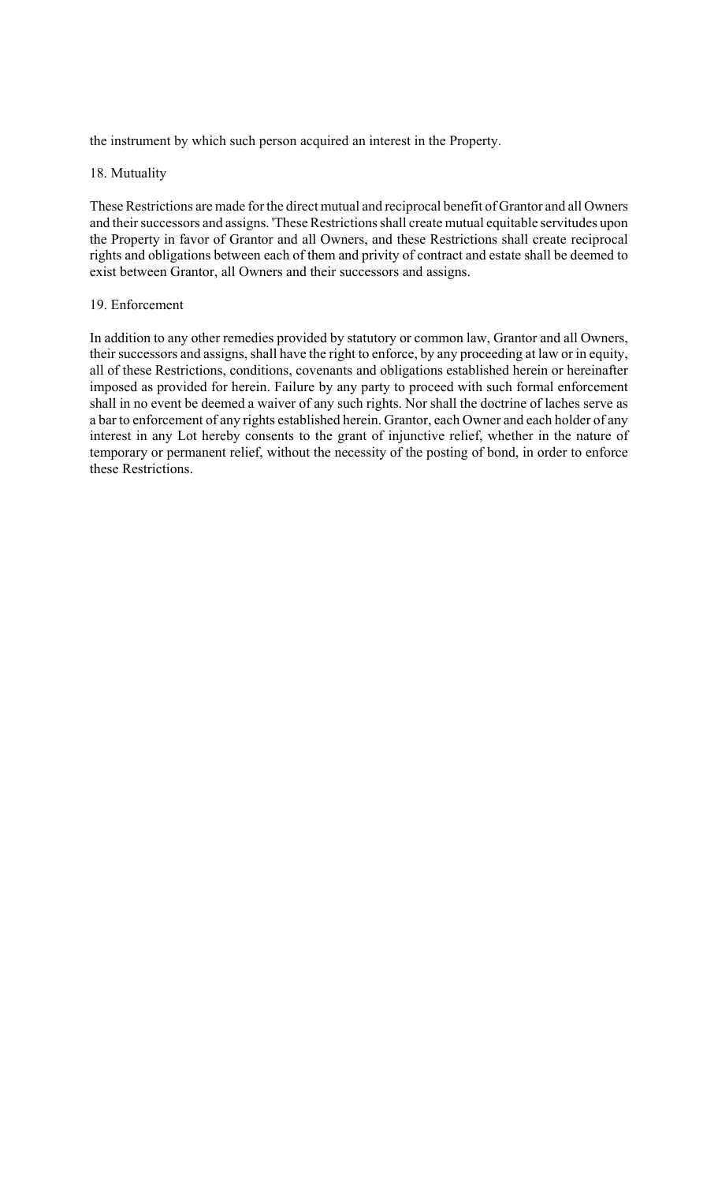the instrument by which such person acquired an interest in the Property.

18. Mutuality

These Restrictions are made for the direct mutual and reciprocal benefit of Grantor and all Owners and their successors and assigns. 'These Restrictions shall create mutual equitable servitudes upon the Property in favor of Grantor and all Owners, and these Restrictions shall create reciprocal rights and obligations between each of them and privity of contract and estate shall be deemed to exist between Grantor, all Owners and their successors and assigns.

19. Enforcement

In addition to any other remedies provided by statutory or common law, Grantor and all Owners, their successors and assigns, shall have the right to enforce, by any proceeding at law or in equity, all of these Restrictions, conditions, covenants and obligations established herein or hereinafter imposed as provided for herein. Failure by any party to proceed with such formal enforcement shall in no event be deemed a waiver of any such rights. Nor shall the doctrine of laches serve as a bar to enforcement of any rights established herein. Grantor, each Owner and each holder of any interest in any Lot hereby consents to the grant of injunctive relief, whether in the nature of temporary or permanent relief, without the necessity of the posting of bond, in order to enforce these Restrictions.